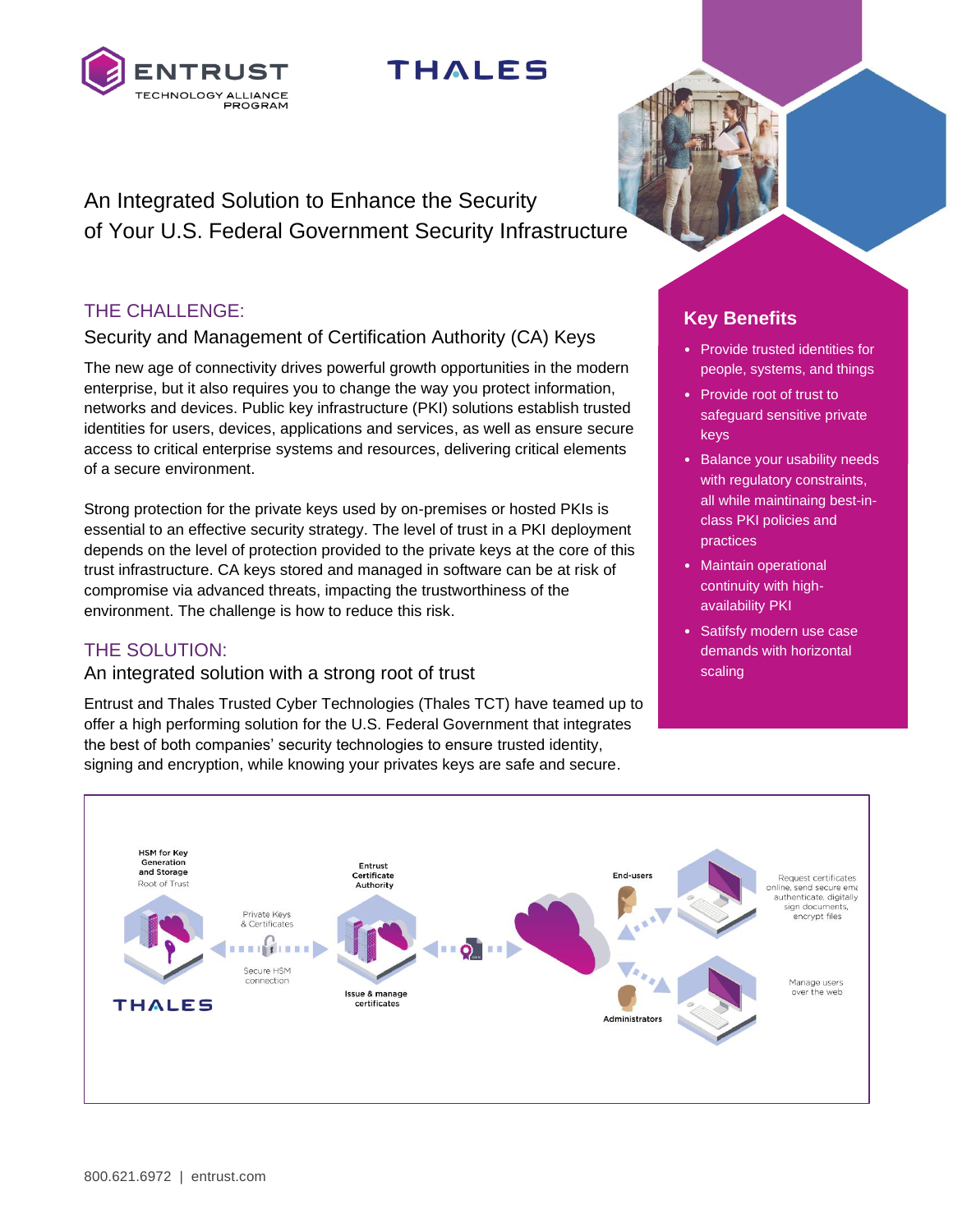ENTRUST TECHNOLOGY ALLIANCE PROGRAM

THALES

# An Integrated Solution to Enhance the Security of Your U.S. Federal Government Security Infrastructure

## THE CHALLENGE:

### Security and Management of Certification Authority (CA) Keys

The new age of connectivity drives powerful growth opportunities in the modern enterprise, but it also requires you to change the way you protect information, networks and devices. Public key infrastructure (PKI) solutions establish trusted identities for users, devices, applications and services, as well as ensure secure access to critical enterprise systems and resources, delivering critical elements of a secure environment.

Strong protection for the private keys used by on-premises or hosted PKIs is essential to an effective security strategy. The level of trust in a PKI deployment depends on the level of protection provided to the private keys at the core of this trust infrastructure. CA keys stored and managed in software can be at risk of compromise via advanced threats, impacting the trustworthiness of the environment. The challenge is how to reduce this risk.

## THE SOLUTION:

### An integrated solution with a strong root of trust

Entrust and Thales Trusted Cyber Technologies (Thales TCT) have teamed up to offer a high performing solution for the U.S. Federal Government that integrates the best of both companies' security technologies to ensure trusted identity, signing and encryption, while knowing your privates keys are safe and secure.

## Key Benefits

- Provide trusted identities for people, systems, and things
- Provide root of trust to safeguard sensitive private keys
- Balance your usability needs with regulatory constraints, all while maintaining best-in-class PKI policies and practices
- Maintain operational continuity with high-availability PKI
- Satifsfy modern use case demands with horizontal scaling

HSM for Key Generation and Storage
Root of Trust

THALES

Private Keys & Certificates

Secure HSM connection

Entrust Certificate Authority

Issue & manage certificates

End-users

Request certificates online, send secure email, authenticate, digitally sign documents, encrypt files

Administrators

Manage users over the web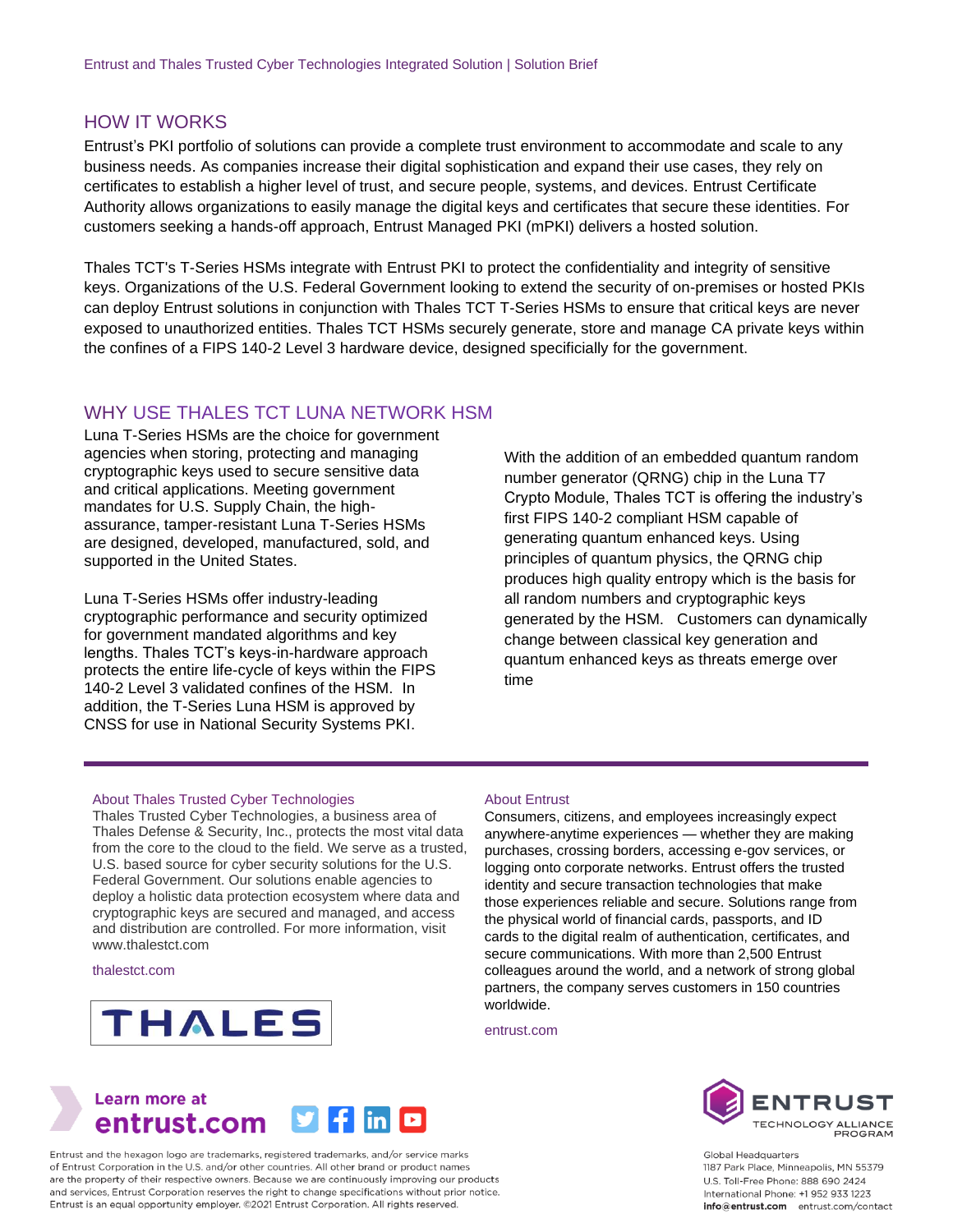## HOW IT WORKS

Entrust's PKI portfolio of solutions can provide a complete trust environment to accommodate and scale to any business needs. As companies increase their digital sophistication and expand their use cases, they rely on certificates to establish a higher level of trust, and secure people, systems, and devices. Entrust Certificate Authority allows organizations to easily manage the digital keys and certificates that secure these identities. For customers seeking a hands-off approach, Entrust Managed PKI (mPKI) delivers a hosted solution.

Thales TCT's T-Series HSMs integrate with Entrust PKI to protect the confidentiality and integrity of sensitive keys. Organizations of the U.S. Federal Government looking to extend the security of on-premises or hosted PKIs can deploy Entrust solutions in conjunction with Thales TCT T-Series HSMs to ensure that critical keys are never exposed to unauthorized entities. Thales TCT HSMs securely generate, store and manage CA private keys within the confines of a FIPS 140-2 Level 3 hardware device, designed specificially for the government.

## WHY USE THALES TCT LUNA NETWORK HSM

Luna T-Series HSMs are the choice for government agencies when storing, protecting and managing cryptographic keys used to secure sensitive data and critical applications. Meeting government mandates for U.S. Supply Chain, the high-assurance, tamper-resistant Luna T-Series HSMs are designed, developed, manufactured, sold, and supported in the United States.

Luna T-Series HSMs offer industry-leading cryptographic performance and security optimized for government mandated algorithms and key lengths. Thales TCT's keys-in-hardware approach protects the entire life-cycle of keys within the FIPS 140-2 Level 3 validated confines of the HSM. In addition, the T-Series Luna HSM is approved by CNSS for use in National Security Systems PKI.

With the addition of an embedded quantum random number generator (QRNG) chip in the Luna T7 Crypto Module, Thales TCT is offering the industry's first FIPS 140-2 compliant HSM capable of generating quantum enhanced keys. Using principles of quantum physics, the QRNG chip produces high quality entropy which is the basis for all random numbers and cryptographic keys generated by the HSM. Customers can dynamically change between classical key generation and quantum enhanced keys as threats emerge over time

### About Thales Trusted Cyber Technologies

Thales Trusted Cyber Technologies, a business area of Thales Defense & Security, Inc., protects the most vital data from the core to the cloud to the field. We serve as a trusted, U.S. based source for cyber security solutions for the U.S. Federal Government. Our solutions enable agencies to deploy a holistic data protection ecosystem where data and cryptographic keys are secured and managed, and access and distribution are controlled. For more information, visit www.thalestct.com

thalestct.com

THALES

### About Entrust

Consumers, citizens, and employees increasingly expect anywhere-anytime experiences — whether they are making purchases, crossing borders, accessing e-gov services, or logging onto corporate networks. Entrust offers the trusted identity and secure transaction technologies that make those experiences reliable and secure. Solutions range from the physical world of financial cards, passports, and ID cards to the digital realm of authentication, certificates, and secure communications. With more than 2,500 Entrust colleagues around the world, and a network of strong global partners, the company serves customers in 150 countries worldwide.

entrust.com

Learn more at **entrust.com**

ENTRUST TECHNOLOGY ALLIANCE PROGRAM

Entrust and the hexagon logo are trademarks, registered trademarks, and/or service marks of Entrust Corporation in the U.S. and/or other countries. All other brand or product names are the property of their respective owners. Because we are continuously improving our products and services, Entrust Corporation reserves the right to change specifications without prior notice. Entrust is an equal opportunity employer. ©2021 Entrust Corporation. All rights reserved.

Global Headquarters
1187 Park Place, Minneapolis, MN 55379
U.S. Toll-Free Phone: 888 690 2424
International Phone: +1 952 933 1223
**info@entrust.com** entrust.com/contact